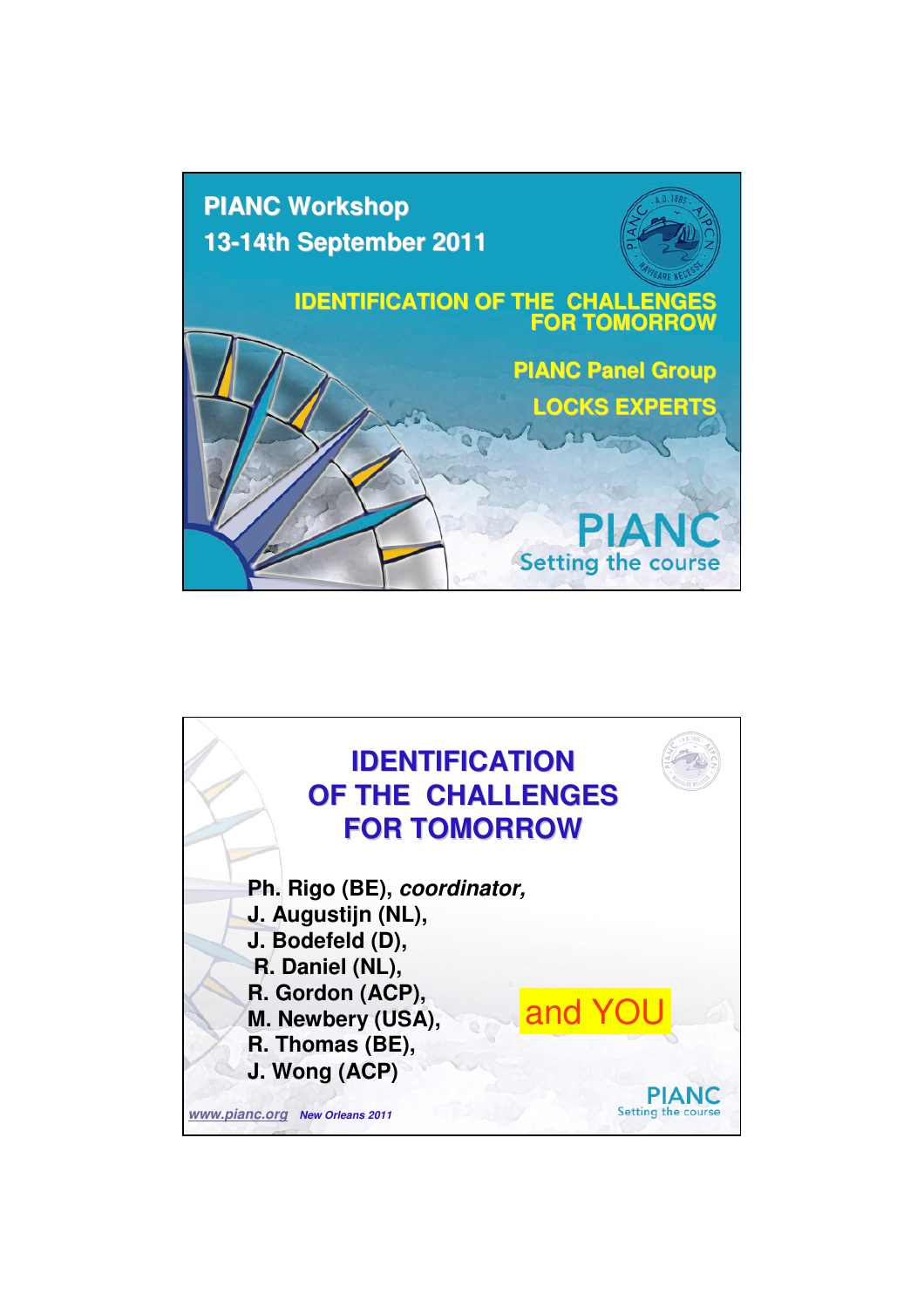# PIANC Workshop

## 13-14th September 2011

## IDENTIFICATION OF THE CHALLENGES FOR TOMORROW

**PIANC Panel Group**

**LOCKS EXPERTS**

PIANC
Setting the course

---

# IDENTIFICATION OF THE CHALLENGES FOR TOMORROW

**Ph. Rigo (BE), *coordinator,***
**J. Augustijn (NL),**
**J. Bodefeld (D),**
**R. Daniel (NL),**
**R. Gordon (ACP),**
**M. Newbery (USA),**
**R. Thomas (BE),**
**J. Wong (ACP)**

and YOU

www.pianc.org *New Orleans 2011*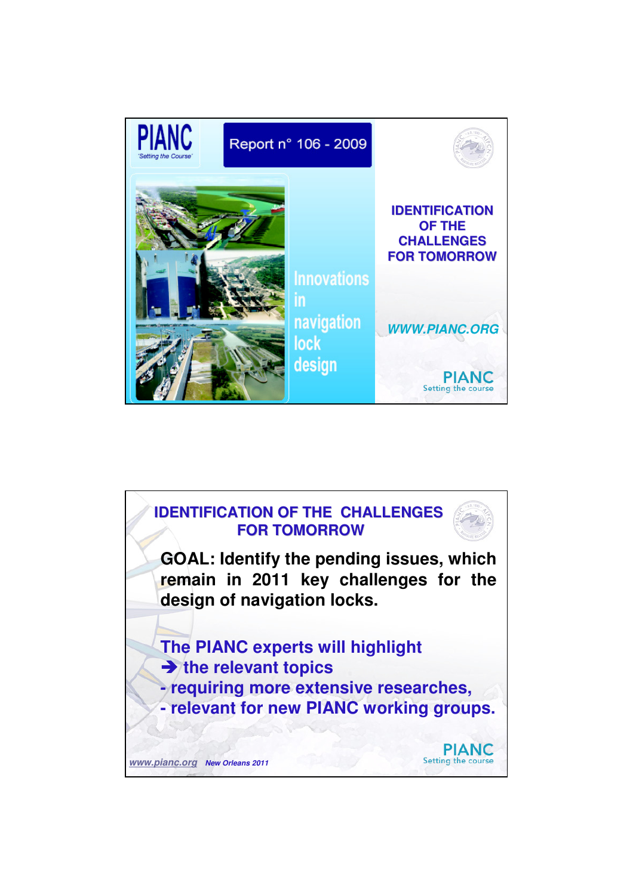PIANC
'Setting the Course'

Report n° 106 - 2009

Innovations in navigation lock design

## IDENTIFICATION OF THE CHALLENGES FOR TOMORROW

*WWW.PIANC.ORG*

PIANC
Setting the course

---

## IDENTIFICATION OF THE CHALLENGES FOR TOMORROW

**GOAL: Identify the pending issues, which remain in 2011 key challenges for the design of navigation locks.**

**The PIANC experts will highlight**

**➔ the relevant topics**

**- requiring more extensive researches,**

**- relevant for new PIANC working groups.**

*www.pianc.org* *New Orleans 2011*

PIANC
Setting the course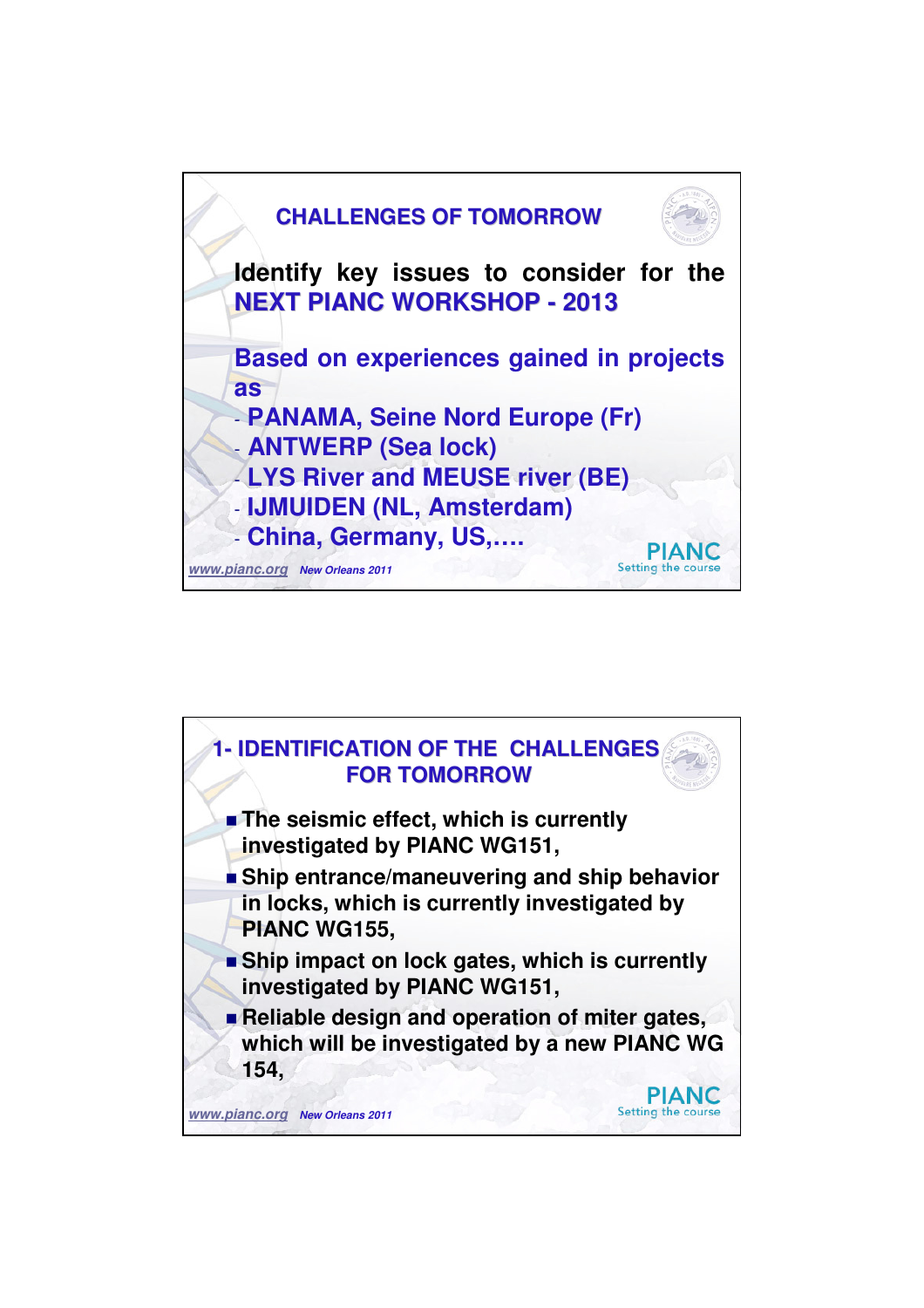## CHALLENGES OF TOMORROW

**Identify key issues to consider for the NEXT PIANC WORKSHOP - 2013**

**Based on experiences gained in projects as**

- **PANAMA, Seine Nord Europe (Fr)**
- **ANTWERP (Sea lock)**
- **LYS River and MEUSE river (BE)**
- **IJMUIDEN (NL, Amsterdam)**
- **China, Germany, US,….**

## 1- IDENTIFICATION OF THE CHALLENGES FOR TOMORROW

- **The seismic effect, which is currently investigated by PIANC WG151,**
- **Ship entrance/maneuvering and ship behavior in locks, which is currently investigated by PIANC WG155,**
- **Ship impact on lock gates, which is currently investigated by PIANC WG151,**
- **Reliable design and operation of miter gates, which will be investigated by a new PIANC WG 154,**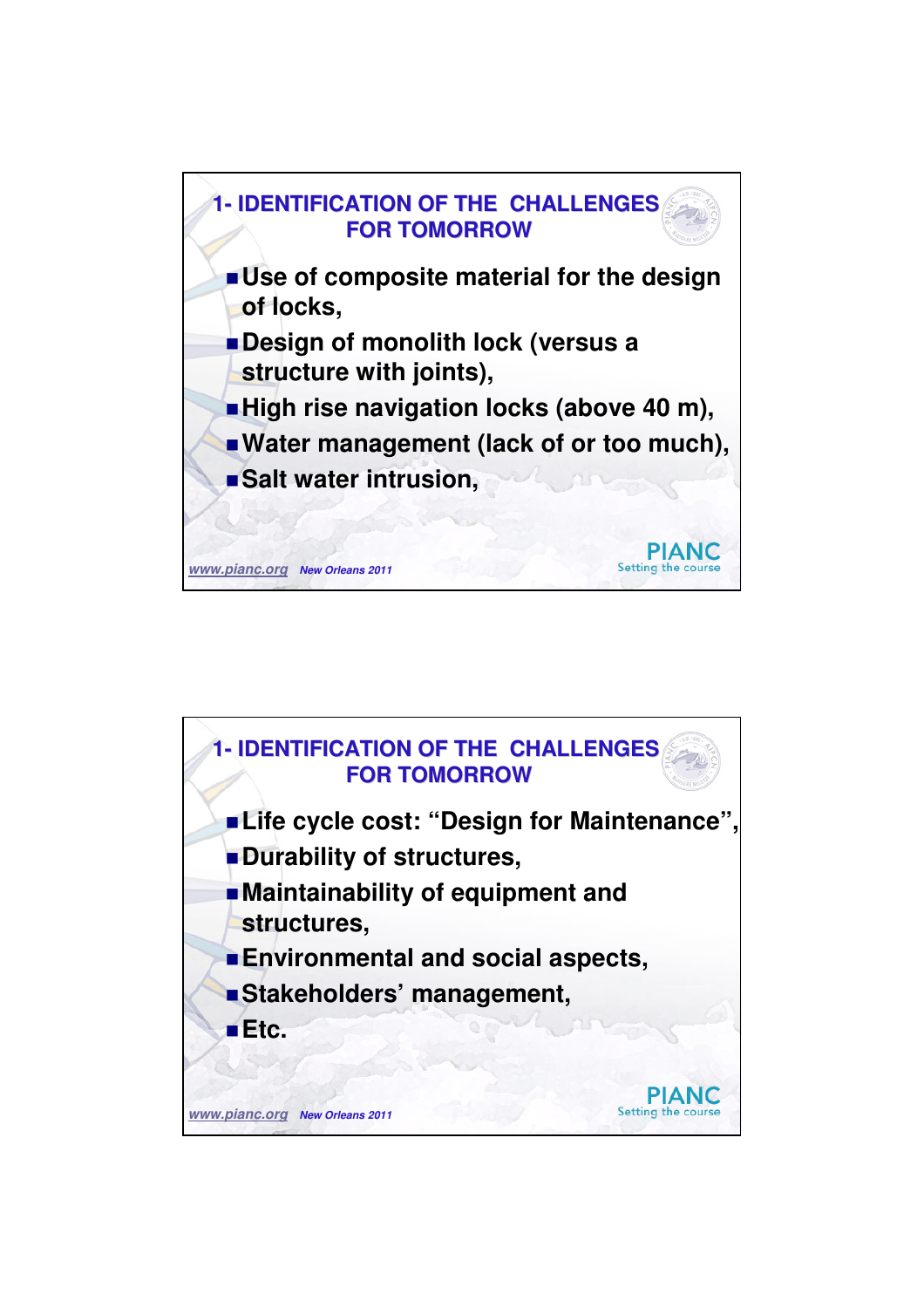## 1- IDENTIFICATION OF THE CHALLENGES FOR TOMORROW

- **Use of composite material for the design of locks,**
- **Design of monolith lock (versus a structure with joints),**
- **High rise navigation locks (above 40 m),**
- **Water management (lack of or too much),**
- **Salt water intrusion,**

## 1- IDENTIFICATION OF THE CHALLENGES FOR TOMORROW

- **Life cycle cost: "Design for Maintenance",**
- **Durability of structures,**
- **Maintainability of equipment and structures,**
- **Environmental and social aspects,**
- **Stakeholders' management,**
- **Etc.**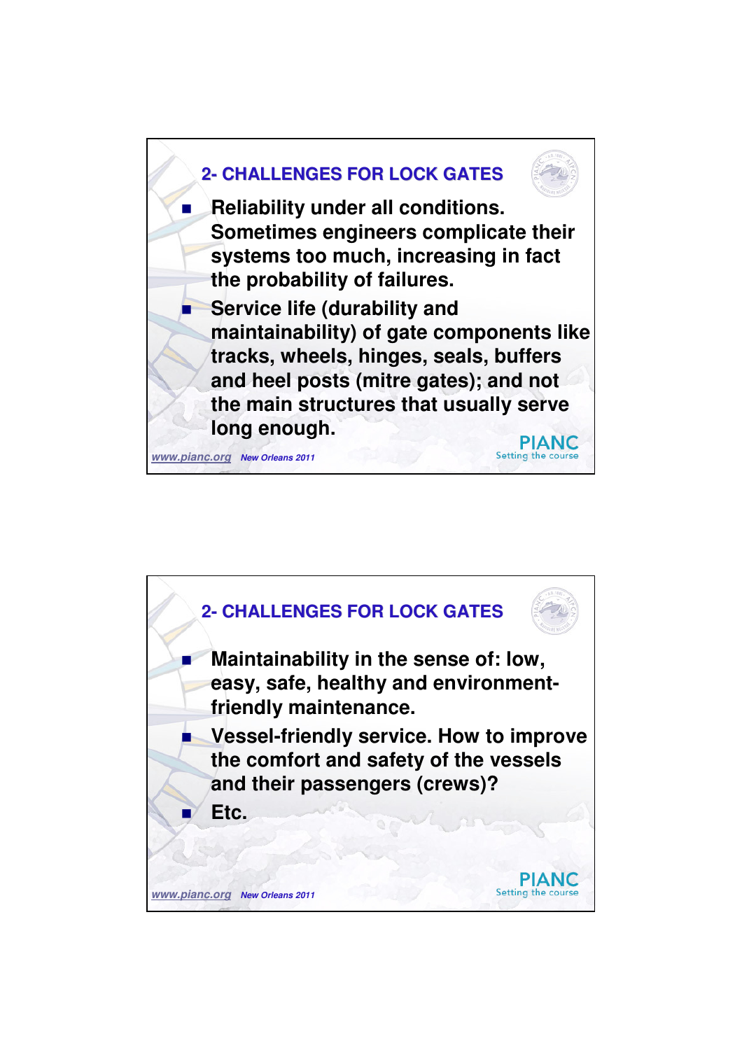## 2- CHALLENGES FOR LOCK GATES

- Reliability under all conditions. Sometimes engineers complicate their systems too much, increasing in fact the probability of failures.
- Service life (durability and maintainability) of gate components like tracks, wheels, hinges, seals, buffers and heel posts (mitre gates); and not the main structures that usually serve long enough.

## 2- CHALLENGES FOR LOCK GATES

- Maintainability in the sense of: low, easy, safe, healthy and environment-friendly maintenance.
- Vessel-friendly service. How to improve the comfort and safety of the vessels and their passengers (crews)?
- Etc.